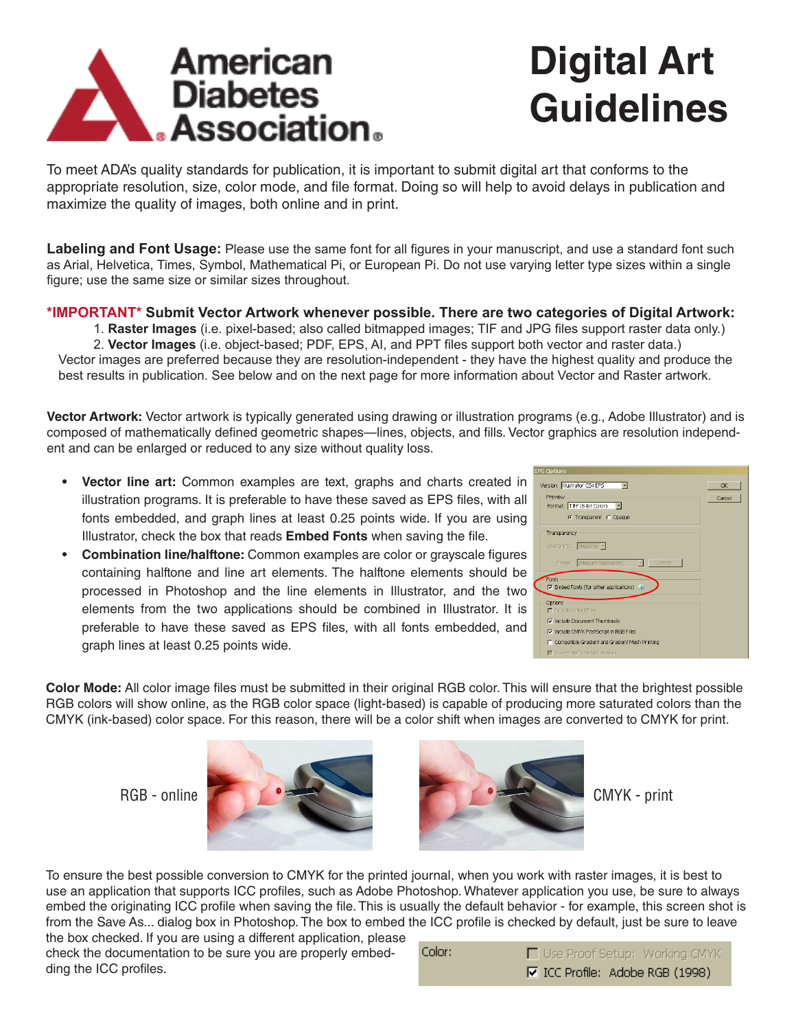# Digital Art Guidelines

American Diabetes Association.

To meet ADA's quality standards for publication, it is important to submit digital art that conforms to the appropriate resolution, size, color mode, and file format. Doing so will help to avoid delays in publication and maximize the quality of images, both online and in print.

**Labeling and Font Usage:** Please use the same font for all figures in your manuscript, and use a standard font such as Arial, Helvetica, Times, Symbol, Mathematical Pi, or European Pi. Do not use varying letter type sizes within a single figure; use the same size or similar sizes throughout.

**\*IMPORTANT\* Submit Vector Artwork whenever possible. There are two categories of Digital Artwork:**

1. **Raster Images** (i.e. pixel-based; also called bitmapped images; TIF and JPG files support raster data only.)
2. **Vector Images** (i.e. object-based; PDF, EPS, AI, and PPT files support both vector and raster data.)

Vector images are preferred because they are resolution-independent - they have the highest quality and produce the best results in publication. See below and on the next page for more information about Vector and Raster artwork.

**Vector Artwork:** Vector artwork is typically generated using drawing or illustration programs (e.g., Adobe Illustrator) and is composed of mathematically defined geometric shapes—lines, objects, and fills. Vector graphics are resolution independent and can be enlarged or reduced to any size without quality loss.

- **Vector line art:** Common examples are text, graphs and charts created in illustration programs. It is preferable to have these saved as EPS files, with all fonts embedded, and graph lines at least 0.25 points wide. If you are using Illustrator, check the box that reads **Embed Fonts** when saving the file.
- **Combination line/halftone:** Common examples are color or grayscale figures containing halftone and line art elements. The halftone elements should be processed in Photoshop and the line elements in Illustrator, and the two elements from the two applications should be combined in Illustrator. It is preferable to have these saved as EPS files, with all fonts embedded, and graph lines at least 0.25 points wide.

**Color Mode:** All color image files must be submitted in their original RGB color. This will ensure that the brightest possible RGB colors will show online, as the RGB color space (light-based) is capable of producing more saturated colors than the CMYK (ink-based) color space. For this reason, there will be a color shift when images are converted to CMYK for print.

RGB - online

CMYK - print

To ensure the best possible conversion to CMYK for the printed journal, when you work with raster images, it is best to use an application that supports ICC profiles, such as Adobe Photoshop. Whatever application you use, be sure to always embed the originating ICC profile when saving the file. This is usually the default behavior - for example, this screen shot is from the Save As... dialog box in Photoshop. The box to embed the ICC profile is checked by default, just be sure to leave the box checked. If you are using a different application, please check the documentation to be sure you are properly embedding the ICC profiles.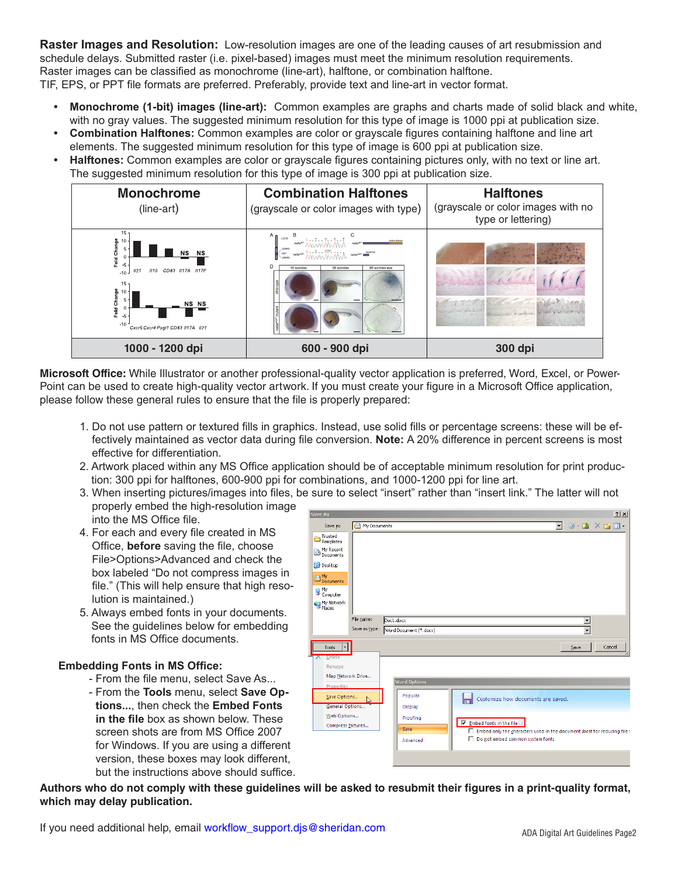**Raster Images and Resolution:** Low-resolution images are one of the leading causes of art resubmission and schedule delays. Submitted raster (i.e. pixel-based) images must meet the minimum resolution requirements. Raster images can be classified as monochrome (line-art), halftone, or combination halftone. TIF, EPS, or PPT file formats are preferred. Preferably, provide text and line-art in vector format.

- **Monochrome (1-bit) images (line-art):** Common examples are graphs and charts made of solid black and white, with no gray values. The suggested minimum resolution for this type of image is 1000 ppi at publication size.
- **Combination Halftones:** Common examples are color or grayscale figures containing halftone and line art elements. The suggested minimum resolution for this type of image is 600 ppi at publication size.
- **Halftones:** Common examples are color or grayscale figures containing pictures only, with no text or line art. The suggested minimum resolution for this type of image is 300 ppi at publication size.

| Monochrome (line-art) | Combination Halftones (grayscale or color images with type) | Halftones (grayscale or color images with no type or lettering) |
|---|---|---|
| | | |
| 1000 - 1200 dpi | 600 - 900 dpi | 300 dpi |

**Microsoft Office:** While Illustrator or another professional-quality vector application is preferred, Word, Excel, or PowerPoint can be used to create high-quality vector artwork. If you must create your figure in a Microsoft Office application, please follow these general rules to ensure that the file is properly prepared:

1. Do not use pattern or textured fills in graphics. Instead, use solid fills or percentage screens: these will be effectively maintained as vector data during file conversion. **Note:** A 20% difference in percent screens is most effective for differentiation.
2. Artwork placed within any MS Office application should be of acceptable minimum resolution for print production: 300 ppi for halftones, 600-900 ppi for combinations, and 1000-1200 ppi for line art.
3. When inserting pictures/images into files, be sure to select "insert" rather than "insert link." The latter will not properly embed the high-resolution image into the MS Office file.
4. For each and every file created in MS Office, **before** saving the file, choose File>Options>Advanced and check the box labeled "Do not compress images in file." (This will help ensure that high resolution is maintained.)
5. Always embed fonts in your documents. See the guidelines below for embedding fonts in MS Office documents.

**Embedding Fonts in MS Office:**

- From the file menu, select Save As...
- From the **Tools** menu, select **Save Options...**, then check the **Embed Fonts in the file** box as shown below. These screen shots are from MS Office 2007 for Windows. If you are using a different version, these boxes may look different, but the instructions above should suffice.

**Authors who do not comply with these guidelines will be asked to resubmit their figures in a print-quality format, which may delay publication.**

If you need additional help, email workflow_support.djs@sheridan.com